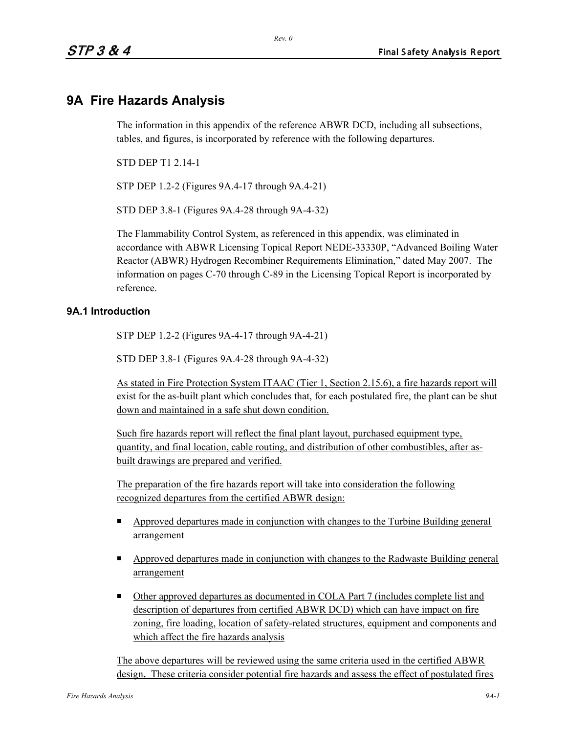# 9A Fire Hazards Analysis

The information in this appendix of the reference ABWR DCD, including all subsections, tables, and figures, is incorporated by reference with the following departures.

STD DEP T1 2.14-1

STP DEP 1.2-2 (Figures 9A.4-17 through 9A.4-21)

STD DEP 3.8-1 (Figures 9A.4-28 through 9A-4-32)

The Flammability Control System, as referenced in this appendix, was eliminated in accordance with ABWR Licensing Topical Report NEDE-33330P, "Advanced Boiling Water Reactor (ABWR) Hydrogen Recombiner Requirements Elimination," dated May 2007. The information on pages C-70 through C-89 in the Licensing Topical Report is incorporated by reference.

## 9A.1 Introduction

STP DEP 1.2-2 (Figures 9A-4-17 through 9A-4-21)

STD DEP 3.8-1 (Figures 9A.4-28 through 9A-4-32)

As stated in Fire Protection System ITAAC (Tier 1, Section 2.15.6), a fire hazards report will exist for the as-built plant which concludes that, for each postulated fire, the plant can be shut down and maintained in a safe shut down condition.

Such fire hazards report will reflect the final plant layout, purchased equipment type, quantity, and final location, cable routing, and distribution of other combustibles, after as-built drawings are prepared and verified.

The preparation of the fire hazards report will take into consideration the following recognized departures from the certified ABWR design:

- Approved departures made in conjunction with changes to the Turbine Building general arrangement
- Approved departures made in conjunction with changes to the Radwaste Building general arrangement
- Other approved departures as documented in COLA Part 7 (includes complete list and description of departures from certified ABWR DCD) which can have impact on fire zoning, fire loading, location of safety-related structures, equipment and components and which affect the fire hazards analysis

The above departures will be reviewed using the same criteria used in the certified ABWR design**.** These criteria consider potential fire hazards and assess the effect of postulated fires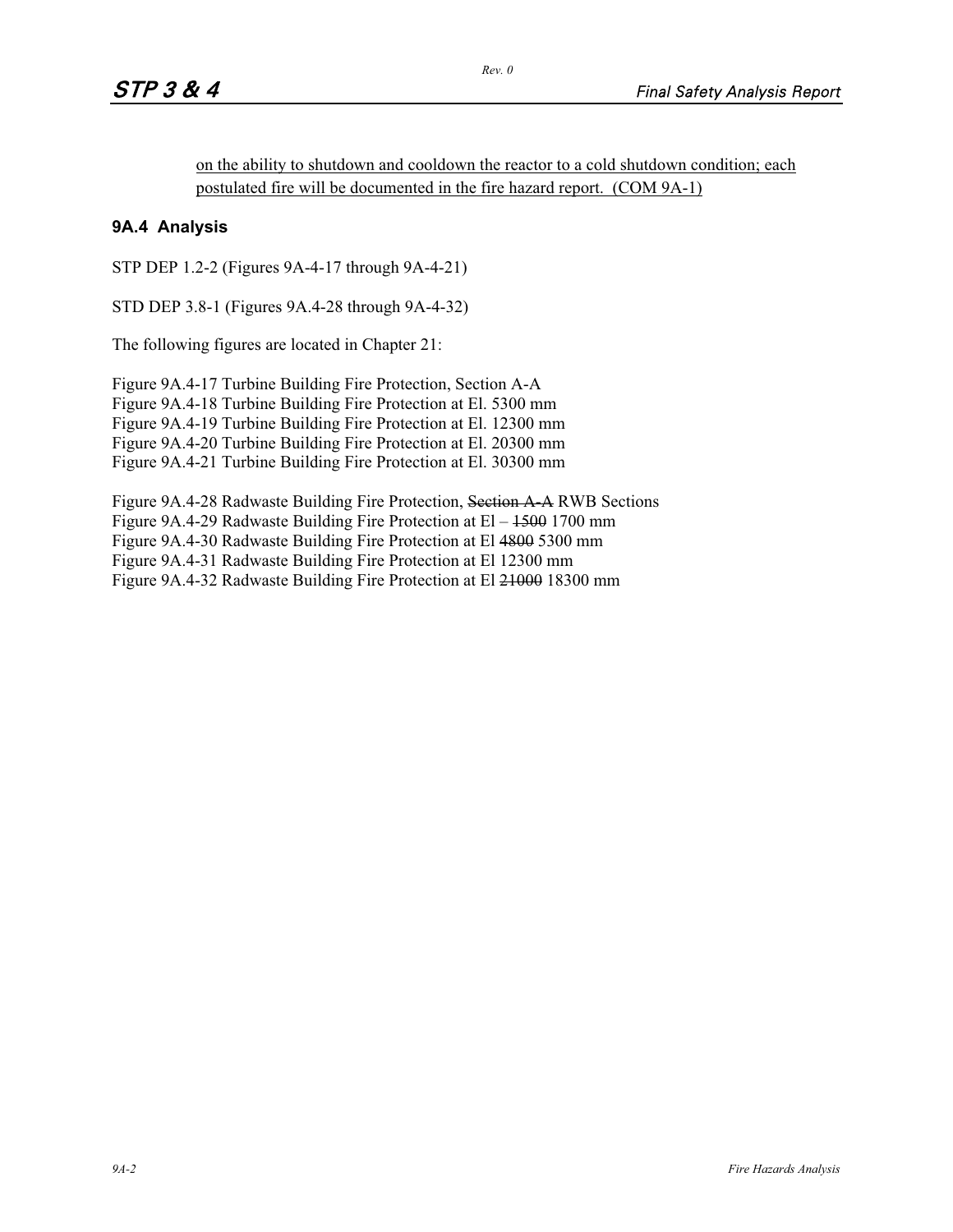on the ability to shutdown and cooldown the reactor to a cold shutdown condition; each postulated fire will be documented in the fire hazard report. (COM 9A-1)

### 9A.4 Analysis

STP DEP 1.2-2 (Figures 9A-4-17 through 9A-4-21)

STD DEP 3.8-1 (Figures 9A.4-28 through 9A-4-32)

The following figures are located in Chapter 21:

Figure 9A.4-17 Turbine Building Fire Protection, Section A-A
Figure 9A.4-18 Turbine Building Fire Protection at El. 5300 mm
Figure 9A.4-19 Turbine Building Fire Protection at El. 12300 mm
Figure 9A.4-20 Turbine Building Fire Protection at El. 20300 mm
Figure 9A.4-21 Turbine Building Fire Protection at El. 30300 mm

Figure 9A.4-28 Radwaste Building Fire Protection, ~~Section A-A~~ RWB Sections
Figure 9A.4-29 Radwaste Building Fire Protection at El – ~~1500~~ 1700 mm
Figure 9A.4-30 Radwaste Building Fire Protection at El ~~4800~~ 5300 mm
Figure 9A.4-31 Radwaste Building Fire Protection at El 12300 mm
Figure 9A.4-32 Radwaste Building Fire Protection at El ~~21000~~ 18300 mm